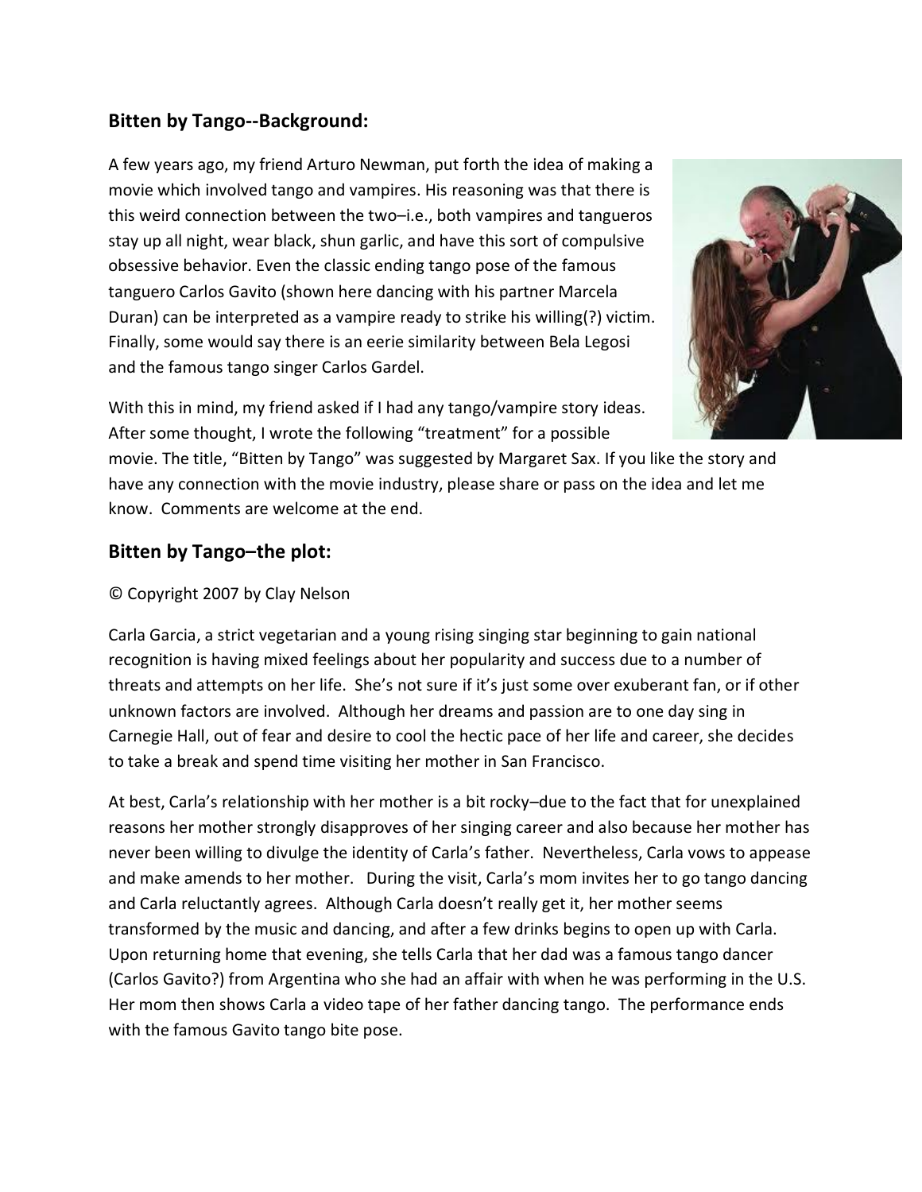## Bitten by Tango--Background:

A few years ago, my friend Arturo Newman, put forth the idea of making a movie which involved tango and vampires. His reasoning was that there is this weird connection between the two–i.e., both vampires and tangueros stay up all night, wear black, shun garlic, and have this sort of compulsive obsessive behavior. Even the classic ending tango pose of the famous tanguero Carlos Gavito (shown here dancing with his partner Marcela Duran) can be interpreted as a vampire ready to strike his willing(?) victim. Finally, some would say there is an eerie similarity between Bela Legosi and the famous tango singer Carlos Gardel.

With this in mind, my friend asked if I had any tango/vampire story ideas. After some thought, I wrote the following "treatment" for a possible movie. The title, "Bitten by Tango" was suggested by Margaret Sax. If you like the story and have any connection with the movie industry, please share or pass on the idea and let me know. Comments are welcome at the end.

## Bitten by Tango–the plot:

© Copyright 2007 by Clay Nelson

Carla Garcia, a strict vegetarian and a young rising singing star beginning to gain national recognition is having mixed feelings about her popularity and success due to a number of threats and attempts on her life. She's not sure if it's just some over exuberant fan, or if other unknown factors are involved. Although her dreams and passion are to one day sing in Carnegie Hall, out of fear and desire to cool the hectic pace of her life and career, she decides to take a break and spend time visiting her mother in San Francisco.

At best, Carla's relationship with her mother is a bit rocky–due to the fact that for unexplained reasons her mother strongly disapproves of her singing career and also because her mother has never been willing to divulge the identity of Carla's father. Nevertheless, Carla vows to appease and make amends to her mother. During the visit, Carla's mom invites her to go tango dancing and Carla reluctantly agrees. Although Carla doesn't really get it, her mother seems transformed by the music and dancing, and after a few drinks begins to open up with Carla. Upon returning home that evening, she tells Carla that her dad was a famous tango dancer (Carlos Gavito?) from Argentina who she had an affair with when he was performing in the U.S. Her mom then shows Carla a video tape of her father dancing tango. The performance ends with the famous Gavito tango bite pose.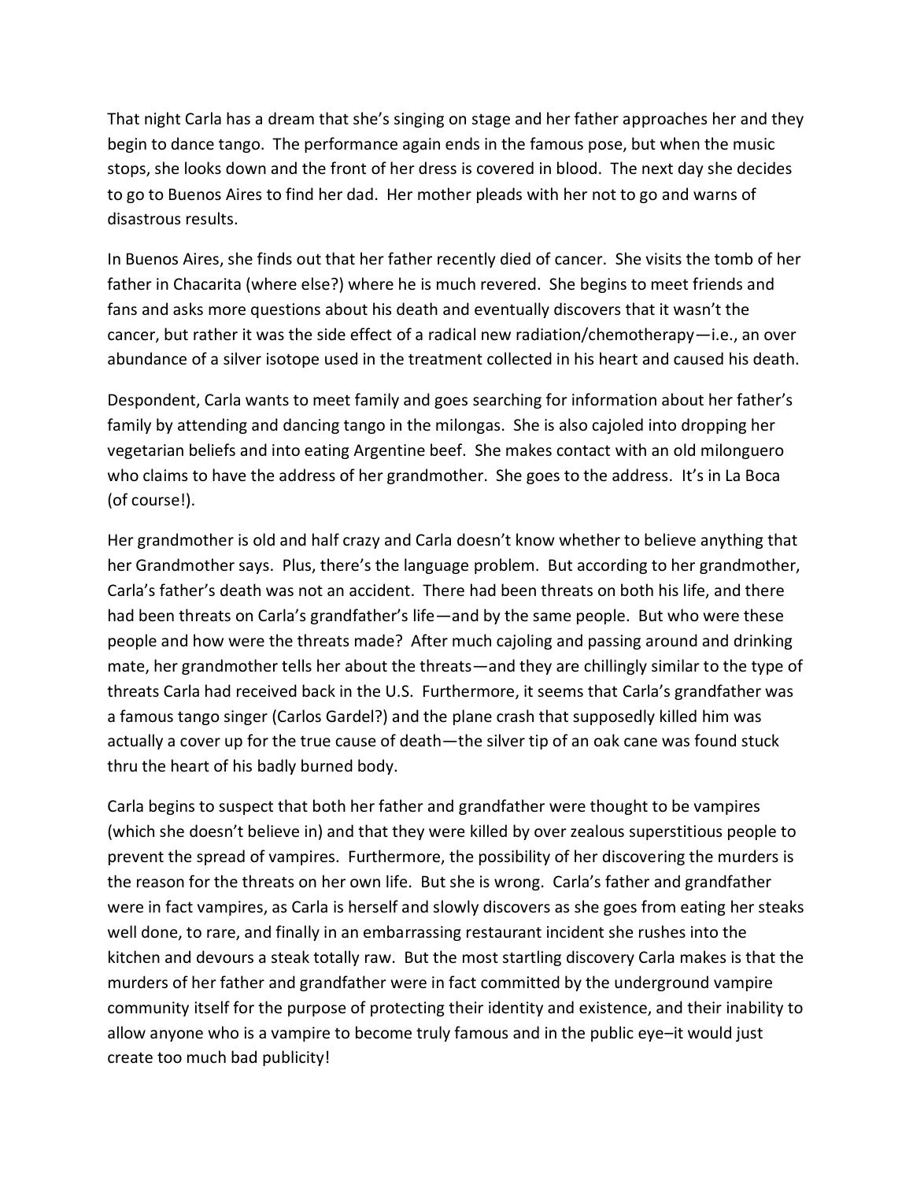That night Carla has a dream that she's singing on stage and her father approaches her and they begin to dance tango. The performance again ends in the famous pose, but when the music stops, she looks down and the front of her dress is covered in blood. The next day she decides to go to Buenos Aires to find her dad. Her mother pleads with her not to go and warns of disastrous results.

In Buenos Aires, she finds out that her father recently died of cancer. She visits the tomb of her father in Chacarita (where else?) where he is much revered. She begins to meet friends and fans and asks more questions about his death and eventually discovers that it wasn't the cancer, but rather it was the side effect of a radical new radiation/chemotherapy—i.e., an over abundance of a silver isotope used in the treatment collected in his heart and caused his death.

Despondent, Carla wants to meet family and goes searching for information about her father's family by attending and dancing tango in the milongas. She is also cajoled into dropping her vegetarian beliefs and into eating Argentine beef. She makes contact with an old milonguero who claims to have the address of her grandmother. She goes to the address. It's in La Boca (of course!).

Her grandmother is old and half crazy and Carla doesn't know whether to believe anything that her Grandmother says. Plus, there's the language problem. But according to her grandmother, Carla's father's death was not an accident. There had been threats on both his life, and there had been threats on Carla's grandfather's life—and by the same people. But who were these people and how were the threats made? After much cajoling and passing around and drinking mate, her grandmother tells her about the threats—and they are chillingly similar to the type of threats Carla had received back in the U.S. Furthermore, it seems that Carla's grandfather was a famous tango singer (Carlos Gardel?) and the plane crash that supposedly killed him was actually a cover up for the true cause of death—the silver tip of an oak cane was found stuck thru the heart of his badly burned body.

Carla begins to suspect that both her father and grandfather were thought to be vampires (which she doesn't believe in) and that they were killed by over zealous superstitious people to prevent the spread of vampires. Furthermore, the possibility of her discovering the murders is the reason for the threats on her own life. But she is wrong. Carla's father and grandfather were in fact vampires, as Carla is herself and slowly discovers as she goes from eating her steaks well done, to rare, and finally in an embarrassing restaurant incident she rushes into the kitchen and devours a steak totally raw. But the most startling discovery Carla makes is that the murders of her father and grandfather were in fact committed by the underground vampire community itself for the purpose of protecting their identity and existence, and their inability to allow anyone who is a vampire to become truly famous and in the public eye–it would just create too much bad publicity!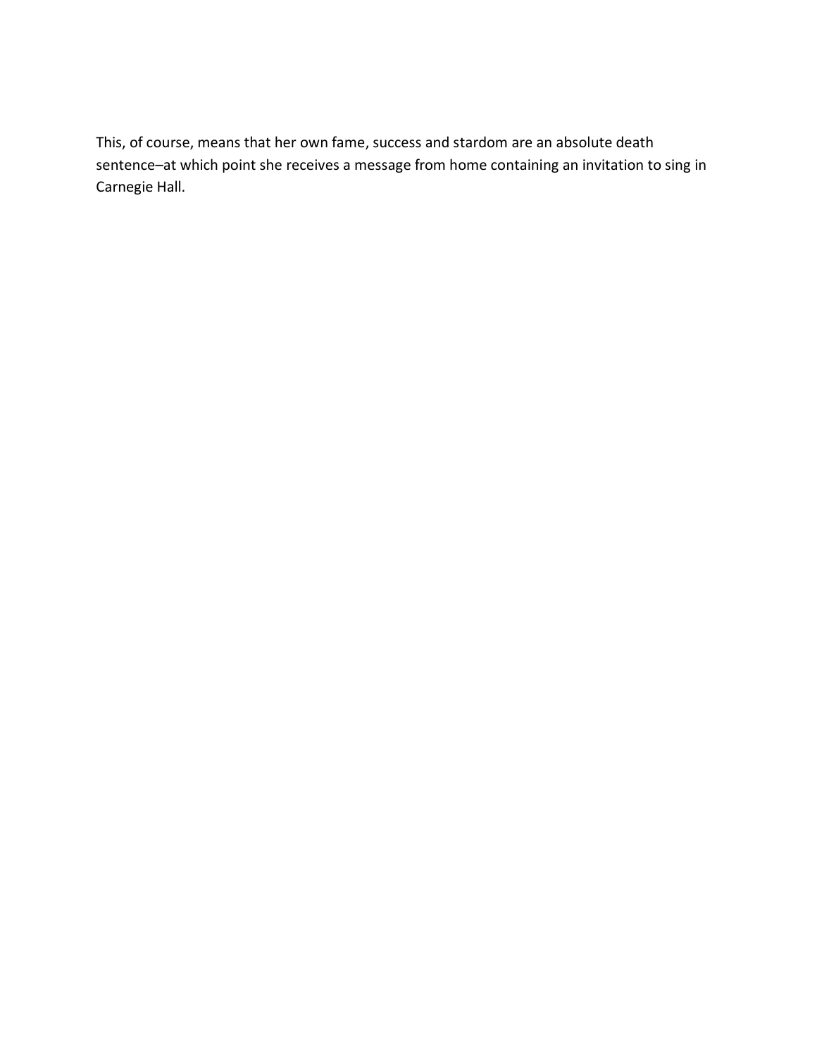This, of course, means that her own fame, success and stardom are an absolute death sentence–at which point she receives a message from home containing an invitation to sing in Carnegie Hall.